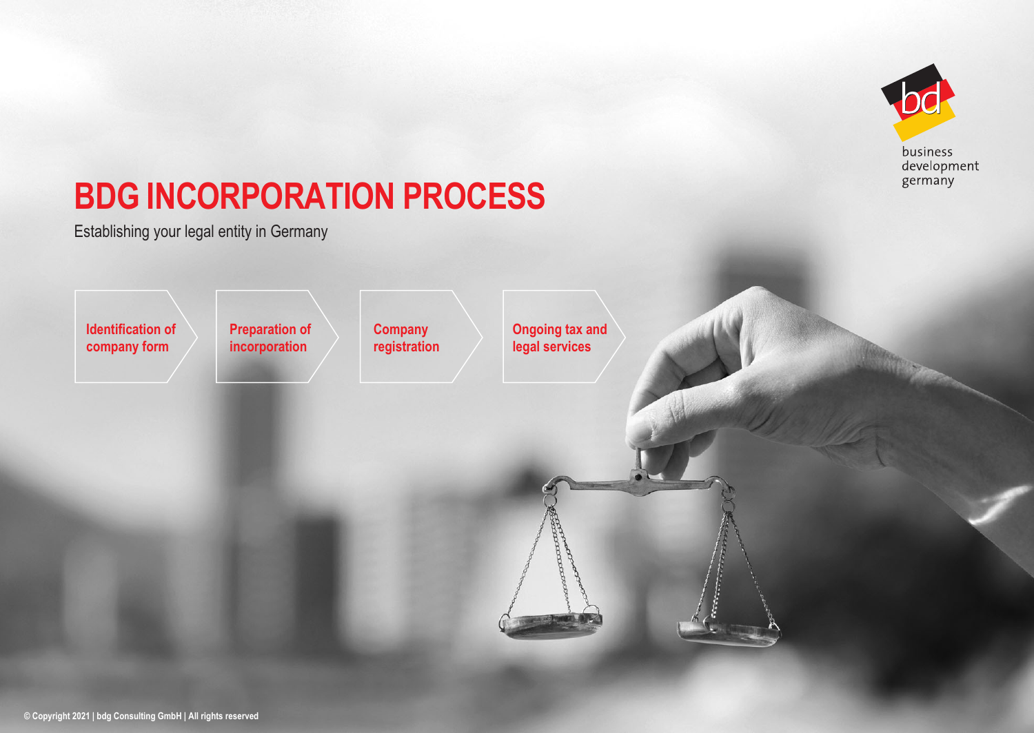business development germany

# BDG INCORPORATION PROCESS

Establishing your legal entity in Germany

- **Identification of company form**
- **Preparation of incorporation**
- **Company registration**
- **Ongoing tax and legal services**

© Copyright 2021 | bdg Consulting GmbH | All rights reserved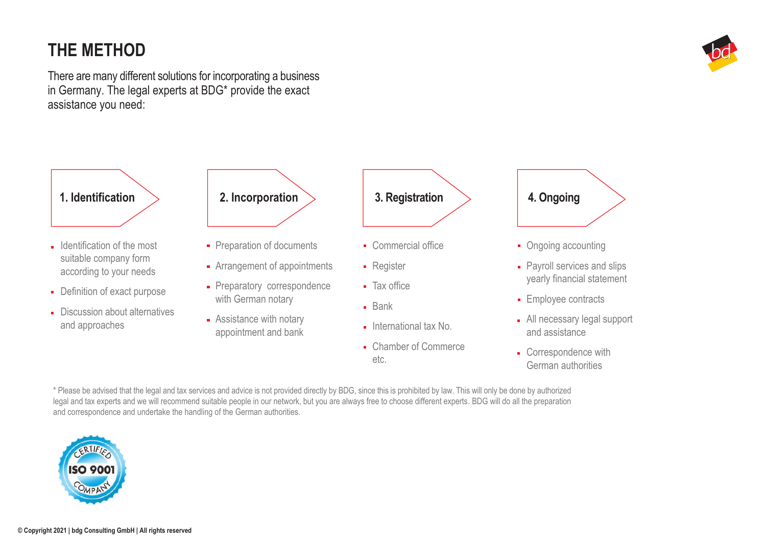# THE METHOD

There are many different solutions for incorporating a business in Germany. The legal experts at BDG* provide the exact assistance you need:

### 1. Identification

- Identification of the most suitable company form according to your needs
- Definition of exact purpose
- Discussion about alternatives and approaches

### 2. Incorporation

- Preparation of documents
- Arrangement of appointments
- Preparatory correspondence with German notary
- Assistance with notary appointment and bank

### 3. Registration

- Commercial office
- Register
- Tax office
- Bank
- International tax No.
- Chamber of Commerce etc.

### 4. Ongoing

- Ongoing accounting
- Payroll services and slips yearly financial statement
- Employee contracts
- All necessary legal support and assistance
- Correspondence with German authorities

* Please be advised that the legal and tax services and advice is not provided directly by BDG, since this is prohibited by law. This will only be done by authorized legal and tax experts and we will recommend suitable people in our network, but you are always free to choose different experts. BDG will do all the preparation and correspondence and undertake the handling of the German authorities.

CERTIFIED ISO 9001 COMPANY

© Copyright 2021 | bdg Consulting GmbH | All rights reserved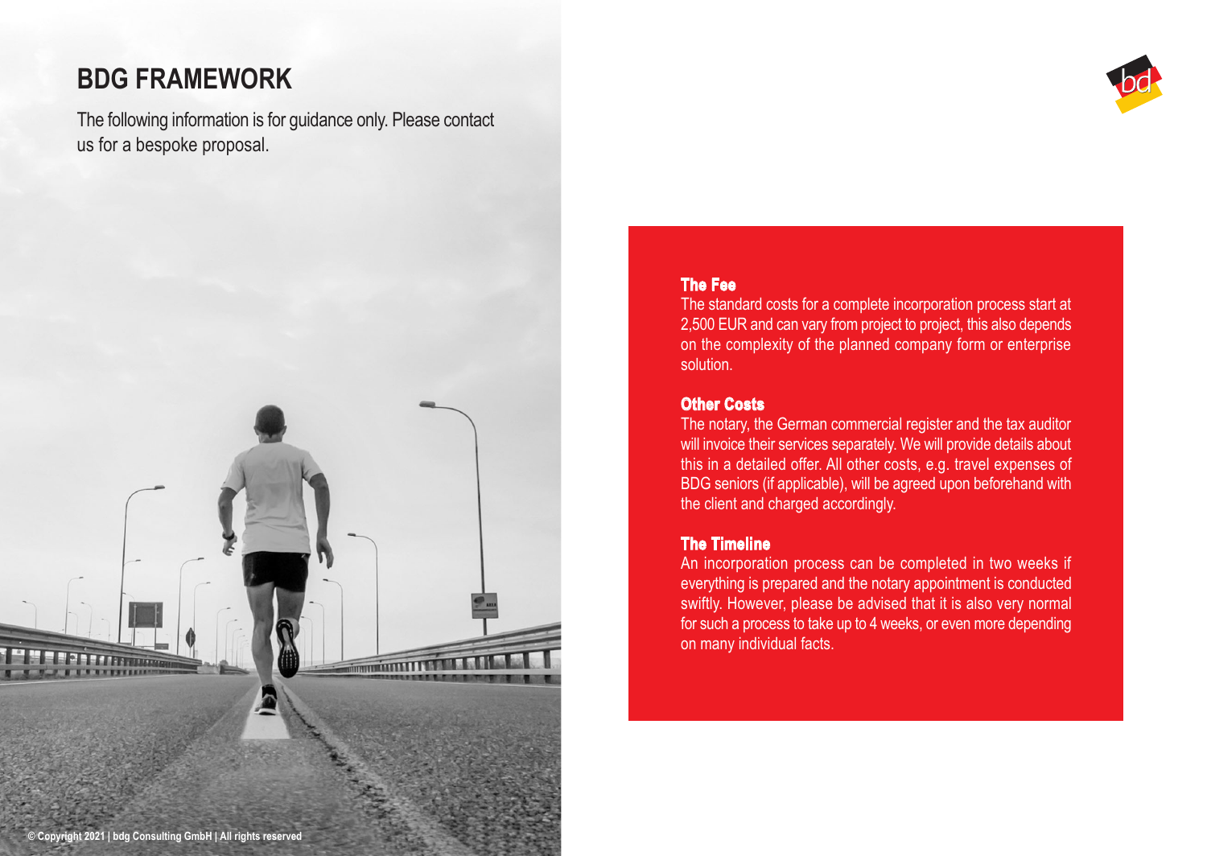# BDG FRAMEWORK

The following information is for guidance only. Please contact us for a bespoke proposal.

**The Fee**

The standard costs for a complete incorporation process start at 2,500 EUR and can vary from project to project, this also depends on the complexity of the planned company form or enterprise solution.

**Other Costs**

The notary, the German commercial register and the tax auditor will invoice their services separately. We will provide details about this in a detailed offer. All other costs, e.g. travel expenses of BDG seniors (if applicable), will be agreed upon beforehand with the client and charged accordingly.

**The Timeline**

An incorporation process can be completed in two weeks if everything is prepared and the notary appointment is conducted swiftly. However, please be advised that it is also very normal for such a process to take up to 4 weeks, or even more depending on many individual facts.

© Copyright 2021 | bdg Consulting GmbH | All rights reserved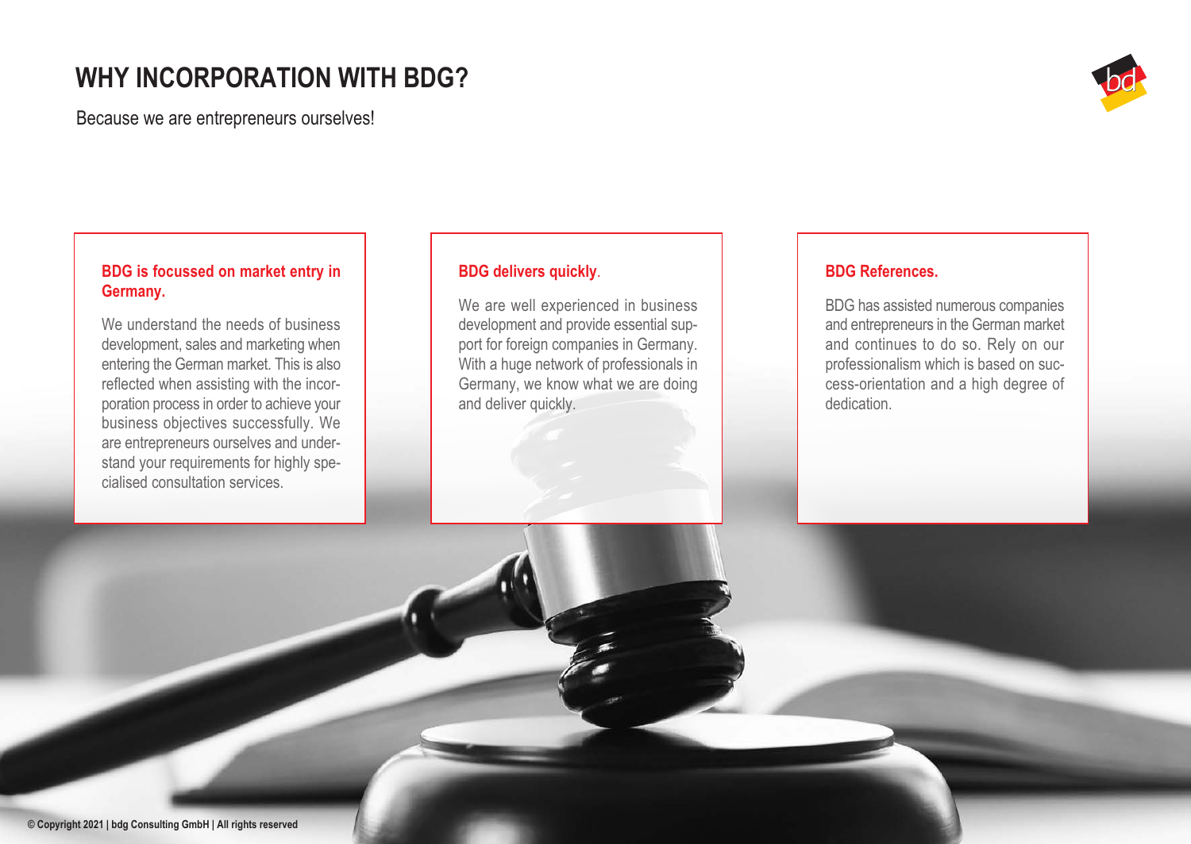# WHY INCORPORATION WITH BDG?

Because we are entrepreneurs ourselves!

### BDG is focussed on market entry in Germany.

We understand the needs of business development, sales and marketing when entering the German market. This is also reflected when assisting with the incorporation process in order to achieve your business objectives successfully. We are entrepreneurs ourselves and understand your requirements for highly specialised consultation services.

### BDG delivers quickly.

We are well experienced in business development and provide essential support for foreign companies in Germany. With a huge network of professionals in Germany, we know what we are doing and deliver quickly.

### BDG References.

BDG has assisted numerous companies and entrepreneurs in the German market and continues to do so. Rely on our professionalism which is based on success-orientation and a high degree of dedication.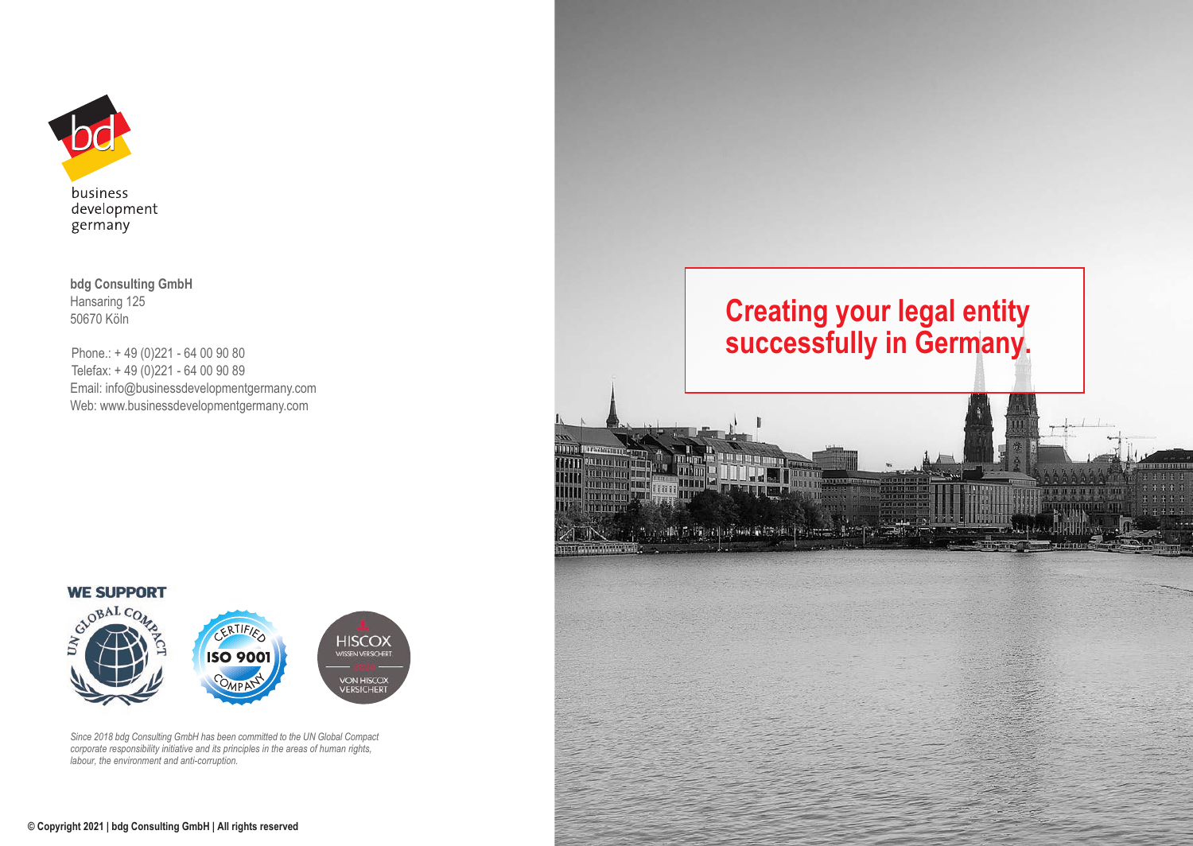business
development
germany

**bdg Consulting GmbH**
Hansaring 125
50670 Köln

Phone.: + 49 (0)221 - 64 00 90 80
Telefax: + 49 (0)221 - 64 00 90 89
Email: info@businessdevelopmentgermany.com
Web: www.businessdevelopmentgermany.com

WE SUPPORT

*Since 2018 bdg Consulting GmbH has been committed to the UN Global Compact corporate responsibility initiative and its principles in the areas of human rights, labour, the environment and anti-corruption.*

**© Copyright 2021 | bdg Consulting GmbH | All rights reserved**

# Creating your legal entity successfully in Germany.